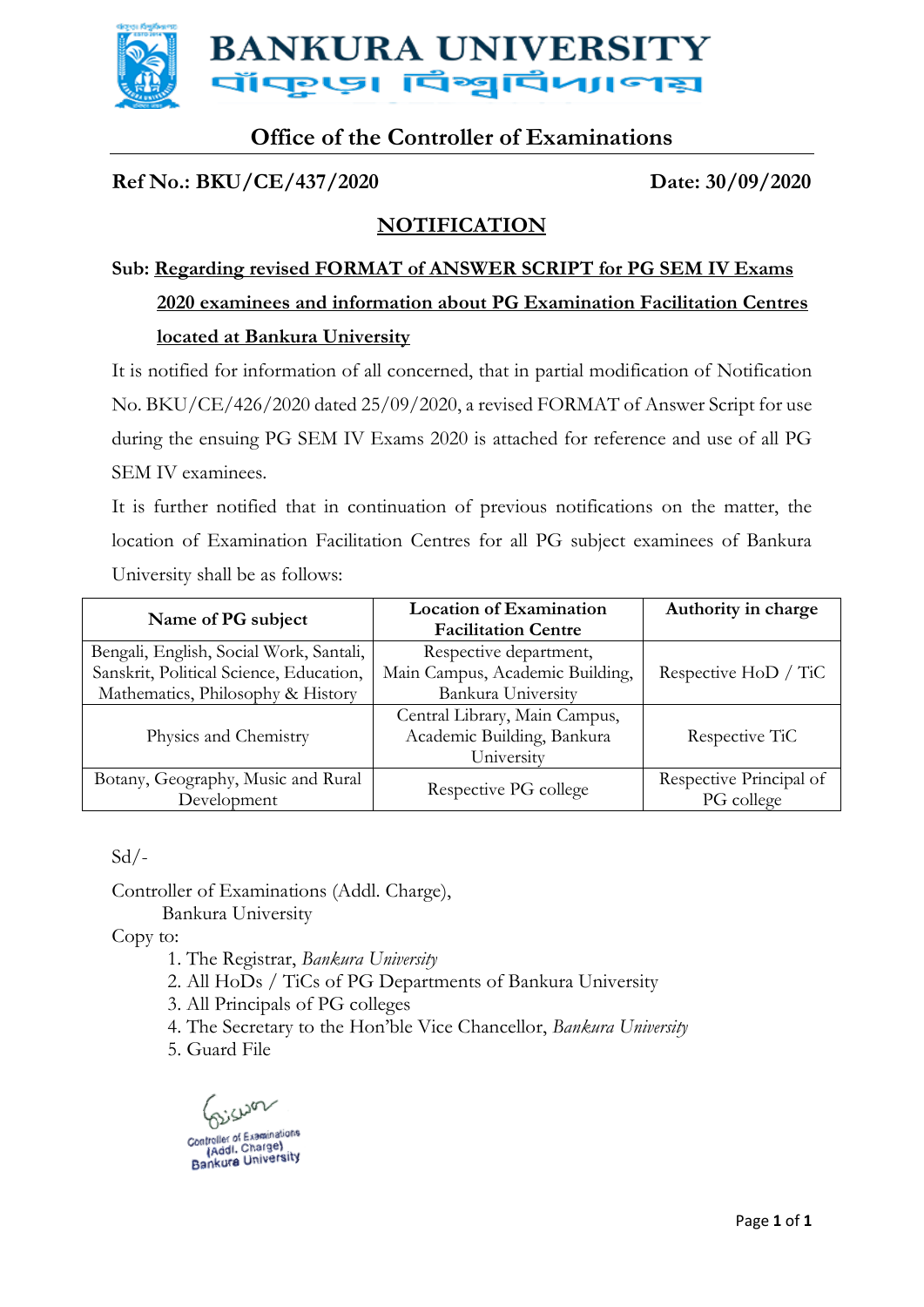# BANKURA UNIVERSITY

বাঁকুড়া বিশ্ববিদ্যালয়

## Office of the Controller of Examinations

**Ref No.: BKU/CE/437/2020** **Date: 30/09/2020**

## NOTIFICATION

**Sub: Regarding revised FORMAT of ANSWER SCRIPT for PG SEM IV Exams 2020 examinees and information about PG Examination Facilitation Centres located at Bankura University**

It is notified for information of all concerned, that in partial modification of Notification No. BKU/CE/426/2020 dated 25/09/2020, a revised FORMAT of Answer Script for use during the ensuing PG SEM IV Exams 2020 is attached for reference and use of all PG SEM IV examinees.

It is further notified that in continuation of previous notifications on the matter, the location of Examination Facilitation Centres for all PG subject examinees of Bankura University shall be as follows:

| Name of PG subject | Location of Examination Facilitation Centre | Authority in charge |
|---|---|---|
| Bengali, English, Social Work, Santali, Sanskrit, Political Science, Education, Mathematics, Philosophy & History | Respective department, Main Campus, Academic Building, Bankura University | Respective HoD / TiC |
| Physics and Chemistry | Central Library, Main Campus, Academic Building, Bankura University | Respective TiC |
| Botany, Geography, Music and Rural Development | Respective PG college | Respective Principal of PG college |

Sd/-

Controller of Examinations (Addl. Charge),
Bankura University

Copy to:

1. The Registrar, *Bankura University*
2. All HoDs / TiCs of PG Departments of Bankura University
3. All Principals of PG colleges
4. The Secretary to the Hon'ble Vice Chancellor, *Bankura University*
5. Guard File

Controller of Examinations (Addl. Charge) Bankura University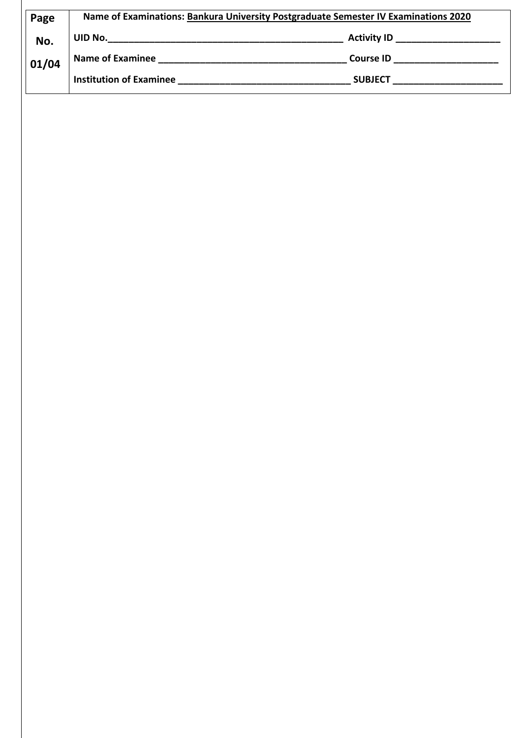| Page No. 01/04 | Name of Examinations: Bankura University Postgraduate Semester IV Examinations 2020 | |
|---|---|---|
| | UID No.______________________________________________ | Activity ID ____________________ |
| | Name of Examinee ___________________________________ | Course ID ____________________ |
| | Institution of Examinee _________________________________ | SUBJECT _____________________ |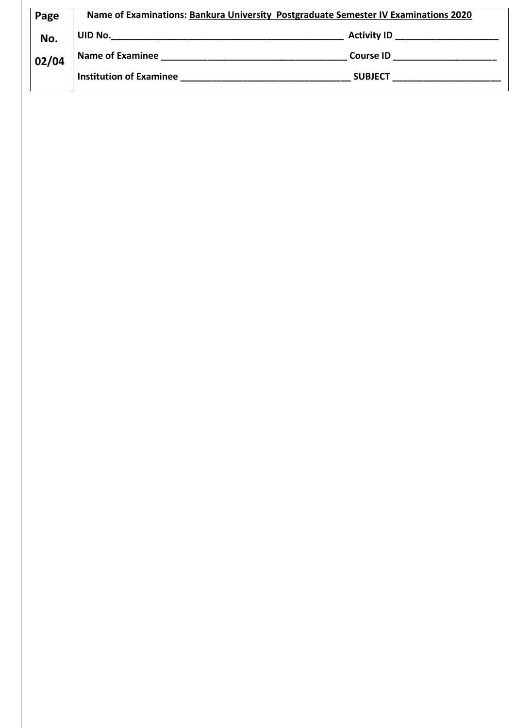**Name of Examinations: Bankura University Postgraduate Semester IV Examinations 2020**

**UID No.**\_\_\_\_\_\_\_\_\_\_\_\_\_\_\_\_\_\_\_\_\_\_\_\_\_\_\_\_\_\_\_\_\_\_\_\_\_\_\_\_ **Activity ID** \_\_\_\_\_\_\_\_\_\_\_\_\_\_\_\_\_\_\_\_

**Name of Examinee** \_\_\_\_\_\_\_\_\_\_\_\_\_\_\_\_\_\_\_\_\_\_\_\_\_\_\_\_\_\_\_\_\_\_\_\_ **Course ID** \_\_\_\_\_\_\_\_\_\_\_\_\_\_\_\_\_\_\_\_

**Institution of Examinee** \_\_\_\_\_\_\_\_\_\_\_\_\_\_\_\_\_\_\_\_\_\_\_\_\_\_\_\_\_\_\_\_\_\_ **SUBJECT** \_\_\_\_\_\_\_\_\_\_\_\_\_\_\_\_\_\_\_\_\_\_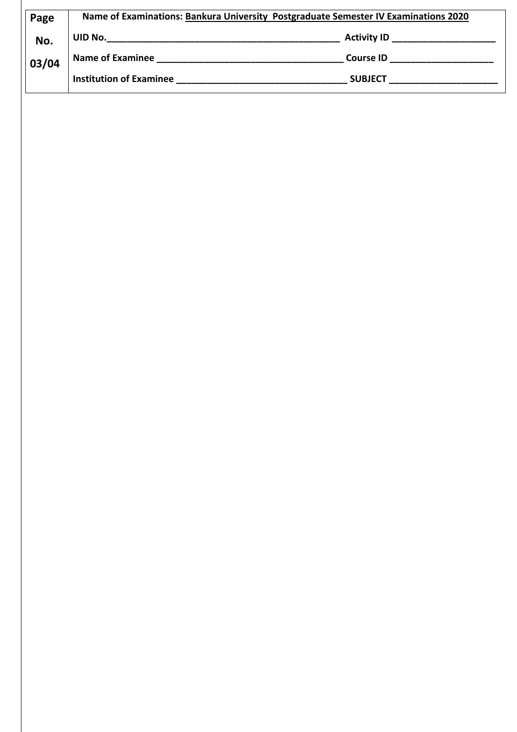| Page No. 03/04 | Name of Examinations: Bankura University Postgraduate Semester IV Examinations 2020 | |
|---|---|---|
| | UID No.______________________________________________ | Activity ID ____________________ |
| | Name of Examinee ____________________________________ | Course ID ____________________ |
| | Institution of Examinee _________________________________ | SUBJECT _____________________ |